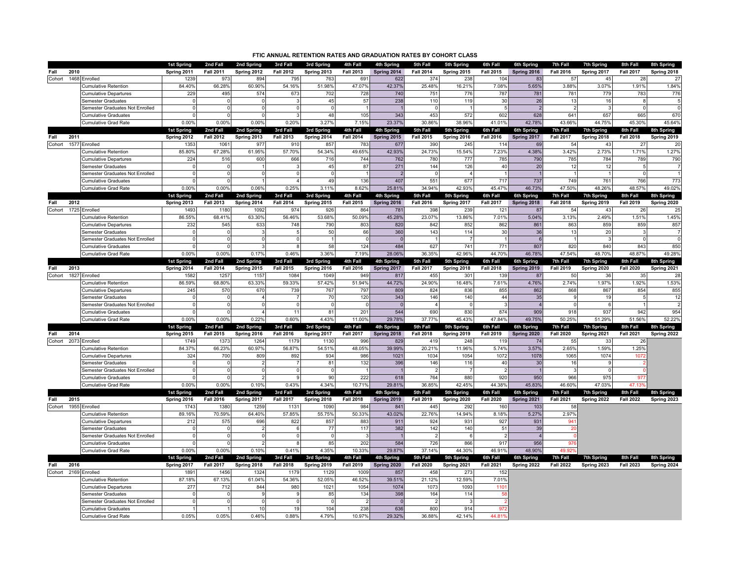# FTIC ANNUAL RETENTION RATES AND GRADUATION RATES BY COHORT CLASS

| Fall 2010 | | | 1st Spring | 2nd Fall | 2nd Spring | 3rd Fall | 3rd Spring | 4th Fall | 4th Spring | 5th Fall | 5th Spring | 6th Fall | 6th Spring | 7th Fall | 7th Spring | 8th Fall | 8th Spring |
|---|---|---|---|---|---|---|---|---|---|---|---|---|---|---|---|---|---|
| | | | Spring 2011 | Fall 2011 | Spring 2012 | Fall 2012 | Spring 2013 | Fall 2013 | Spring 2014 | Fall 2014 | Spring 2015 | Fall 2015 | Spring 2016 | Fall 2016 | Spring 2017 | Fall 2017 | Spring 2018 |
| Cohort | 1468 | Enrolled | 1239 | 973 | 894 | 795 | 763 | 691 | 622 | 374 | 238 | 104 | 83 | 57 | 45 | 28 | 27 |
| | | Cumulative Retention | 84.40% | 66.28% | 60.90% | 54.16% | 51.98% | 47.07% | 42.37% | 25.48% | 16.21% | 7.08% | 5.65% | 3.88% | 3.07% | 1.91% | 1.84% |
| | | Cumulative Departures | 229 | 495 | 574 | 673 | 702 | 728 | 740 | 751 | 776 | 787 | 781 | 781 | 779 | 783 | 776 |
| | | Semester Graduates | 0 | 0 | 0 | 3 | 45 | 57 | 238 | 110 | 119 | 30 | 26 | 13 | 16 | 8 | 5 |
| | | Semester Graduates Not Enrolled | 0 | 0 | 0 | 0 | 0 | 1 | 1 | 0 | 1 | 5 | 2 | 2 | 3 | 0 | 0 |
| | | Cumulative Graduates | 0 | 0 | 0 | 3 | 48 | 105 | 343 | 453 | 572 | 602 | 628 | 641 | 657 | 665 | 670 |
| | | Cumulative Grad Rate | 0.00% | 0.00% | 0.00% | 0.20% | 3.27% | 7.15% | 23.37% | 30.86% | 38.96% | 41.01% | 42.78% | 43.66% | 44.75% | 45.30% | 45.64% |

| Fall 2011 | | | 1st Spring | 2nd Fall | 2nd Spring | 3rd Fall | 3rd Spring | 4th Fall | 4th Spring | 5th Fall | 5th Spring | 6th Fall | 6th Spring | 7th Fall | 7th Spring | 8th Fall | 8th Spring |
|---|---|---|---|---|---|---|---|---|---|---|---|---|---|---|---|---|---|
| | | | Spring 2012 | Fall 2012 | Spring 2013 | Fall 2013 | Spring 2014 | Fall 2014 | Spring 2015 | Fall 2015 | Spring 2016 | Fall 2016 | Spring 2017 | Fall 2017 | Spring 2018 | Fall 2018 | Spring 2019 |
| Cohort | 1577 | Enrolled | 1353 | 1061 | 977 | 910 | 857 | 783 | 677 | 390 | 245 | 114 | 69 | 54 | 43 | 27 | 20 |
| | | Cumulative Retention | 85.80% | 67.28% | 61.95% | 57.70% | 54.34% | 49.65% | 42.93% | 24.73% | 15.54% | 7.23% | 4.38% | 3.42% | 2.73% | 1.71% | 1.27% |
| | | Cumulative Departures | 224 | 516 | 600 | 666 | 716 | 744 | 762 | 780 | 777 | 785 | 790 | 785 | 784 | 789 | 790 |
| | | Semester Graduates | 0 | 0 | 1 | 3 | 45 | 87 | 271 | 144 | 126 | 40 | 20 | 12 | 12 | 5 | 7 |
| | | Semester Graduates Not Enrolled | 0 | 0 | 0 | 0 | 0 | 1 | 2 | 0 | 4 | 1 | 1 | 1 | 1 | 0 | 1 |
| | | Cumulative Graduates | 0 | 0 | 1 | 4 | 49 | 136 | 407 | 551 | 677 | 717 | 737 | 749 | 761 | 766 | 773 |
| | | Cumulative Grad Rate | 0.00% | 0.00% | 0.06% | 0.25% | 3.11% | 8.62% | 25.81% | 34.94% | 42.93% | 45.47% | 46.73% | 47.50% | 48.26% | 48.57% | 49.02% |

| Fall 2012 | | | 1st Spring | 2nd Fall | 2nd Spring | 3rd Fall | 3rd Spring | 4th Fall | 4th Spring | 5th Fall | 5th Spring | 6th Fall | 6th Spring | 7th Fall | 7th Spring | 8th Fall | 8th Spring |
|---|---|---|---|---|---|---|---|---|---|---|---|---|---|---|---|---|---|
| | | | Spring 2013 | Fall 2013 | Spring 2014 | Fall 2014 | Spring 2015 | Fall 2015 | Spring 2016 | Fall 2016 | Spring 2017 | Fall 2017 | Spring 2018 | Fall 2018 | Spring 2019 | Fall 2019 | Spring 2020 |
| Cohort | 1725 | Enrolled | 1493 | 1180 | 1092 | 974 | 926 | 864 | 781 | 398 | 239 | 121 | 87 | 54 | 43 | 26 | 25 |
| | | Cumulative Retention | 86.55% | 68.41% | 63.30% | 56.46% | 53.68% | 50.09% | 45.28% | 23.07% | 13.86% | 7.01% | 5.04% | 3.13% | 2.49% | 1.51% | 1.45% |
| | | Cumulative Departures | 232 | 545 | 633 | 748 | 790 | 803 | 820 | 842 | 852 | 862 | 861 | 863 | 859 | 859 | 857 |
| | | Semester Graduates | 0 | 0 | 3 | 5 | 50 | 66 | 360 | 143 | 114 | 30 | 36 | 13 | 20 | 3 | 7 |
| | | Semester Graduates Not Enrolled | 0 | 0 | 0 | 0 | 1 | 0 | 0 | 1 | 7 | 1 | 6 | 1 | 3 | 0 | 0 |
| | | Cumulative Graduates | 0 | 0 | 3 | 8 | 58 | 124 | 484 | 627 | 741 | 771 | 807 | 820 | 840 | 843 | 850 |
| | | Cumulative Grad Rate | 0.00% | 0.00% | 0.17% | 0.46% | 3.36% | 7.19% | 28.06% | 36.35% | 42.96% | 44.70% | 46.78% | 47.54% | 48.70% | 48.87% | 49.28% |

| Fall 2013 | | | 1st Spring | 2nd Fall | 2nd Spring | 3rd Fall | 3rd Spring | 4th Fall | 4th Spring | 5th Fall | 5th Spring | 6th Fall | 6th Spring | 7th Fall | 7th Spring | 8th Fall | 8th Spring |
|---|---|---|---|---|---|---|---|---|---|---|---|---|---|---|---|---|---|
| | | | Spring 2014 | Fall 2014 | Spring 2015 | Fall 2015 | Spring 2016 | Fall 2016 | Spring 2017 | Fall 2017 | Spring 2018 | Fall 2018 | Spring 2019 | Fall 2019 | Spring 2020 | Fall 2020 | Spring 2021 |
| Cohort | 1827 | Enrolled | 1582 | 1257 | 1157 | 1084 | 1049 | 949 | 817 | 455 | 301 | 139 | 87 | 50 | 36 | 35 | 28 |
| | | Cumulative Retention | 86.59% | 68.80% | 63.33% | 59.33% | 57.42% | 51.94% | 44.72% | 24.90% | 16.48% | 7.61% | 4.76% | 2.74% | 1.97% | 1.92% | 1.53% |
| | | Cumulative Departures | 245 | 570 | 670 | 739 | 767 | 797 | 809 | 824 | 836 | 855 | 862 | 868 | 867 | 854 | 855 |
| | | Semester Graduates | 0 | 0 | 4 | 7 | 70 | 120 | 343 | 146 | 140 | 44 | 35 | 9 | 19 | 5 | 12 |
| | | Semester Graduates Not Enrolled | 0 | 0 | 0 | 0 | 0 | 0 | 0 | 4 | 0 | 3 | 4 | 0 | 6 | 1 | 2 |
| | | Cumulative Graduates | 0 | 0 | 4 | 11 | 81 | 201 | 544 | 690 | 830 | 874 | 909 | 918 | 937 | 942 | 954 |
| | | Cumulative Grad Rate | 0.00% | 0.00% | 0.22% | 0.60% | 4.43% | 11.00% | 29.78% | 37.77% | 45.43% | 47.84% | 49.75% | 50.25% | 51.29% | 51.56% | 52.22% |

| Fall 2014 | | | 1st Spring | 2nd Fall | 2nd Spring | 3rd Fall | 3rd Spring | 4th Fall | 4th Spring | 5th Fall | 5th Spring | 6th Fall | 6th Spring | 7th Fall | 7th Spring | 8th Fall | 8th Spring |
|---|---|---|---|---|---|---|---|---|---|---|---|---|---|---|---|---|---|
| | | | Spring 2015 | Fall 2015 | Spring 2016 | Fall 2016 | Spring 2017 | Fall 2017 | Spring 2018 | Fall 2018 | Spring 2019 | Fall 2019 | Spring 2020 | Fall 2020 | Spring 2021 | Fall 2021 | Spring 2022 |
| Cohort | 2073 | Enrolled | 1749 | 1373 | 1264 | 1179 | 1130 | 996 | 829 | 419 | 248 | 119 | 74 | 55 | 33 | 26 | |
| | | Cumulative Retention | 84.37% | 66.23% | 60.97% | 56.87% | 54.51% | 48.05% | 39.99% | 20.21% | 11.96% | 5.74% | 3.57% | 2.65% | 1.59% | 1.25% | |
| | | Cumulative Departures | 324 | 700 | 809 | 892 | 934 | 986 | 1021 | 1034 | 1054 | 1072 | 1078 | 1065 | 1074 | 1072 | |
| | | Semester Graduates | 0 | 0 | 2 | 7 | 81 | 132 | 396 | 146 | 116 | 40 | 30 | 16 | 9 | 2 | |
| | | Semester Graduates Not Enrolled | 0 | 0 | 0 | 0 | 0 | 1 | 1 | 2 | 7 | 2 | 1 | 3 | 0 | 0 | |
| | | Cumulative Graduates | 0 | 0 | 2 | 9 | 90 | 222 | 618 | 764 | 880 | 920 | 950 | 966 | 975 | 977 | |
| | | Cumulative Grad Rate | 0.00% | 0.00% | 0.10% | 0.43% | 4.34% | 10.71% | 29.81% | 36.85% | 42.45% | 44.38% | 45.83% | 46.60% | 47.03% | 47.13% | |

| Fall 2015 | | | 1st Spring | 2nd Fall | 2nd Spring | 3rd Fall | 3rd Spring | 4th Fall | 4th Spring | 5th Fall | 5th Spring | 6th Fall | 6th Spring | 7th Fall | 7th Spring | 8th Fall | 8th Spring |
|---|---|---|---|---|---|---|---|---|---|---|---|---|---|---|---|---|---|
| | | | Spring 2016 | Fall 2016 | Spring 2017 | Fall 2017 | Spring 2018 | Fall 2018 | Spring 2019 | Fall 2019 | Spring 2020 | Fall 2020 | Spring 2021 | Fall 2021 | Spring 2022 | Fall 2022 | Spring 2023 |
| Cohort | 1955 | Enrolled | 1743 | 1380 | 1259 | 1131 | 1090 | 984 | 841 | 445 | 292 | 160 | 103 | 58 | | | |
| | | Cumulative Retention | 89.16% | 70.59% | 64.40% | 57.85% | 55.75% | 50.33% | 43.02% | 22.76% | 14.94% | 8.18% | 5.27% | 2.97% | | | |
| | | Cumulative Departures | 212 | 575 | 696 | 822 | 857 | 883 | 911 | 924 | 931 | 927 | 931 | 941 | | | |
| | | Semester Graduates | 0 | 0 | 2 | 6 | 77 | 117 | 382 | 142 | 140 | 51 | 39 | 20 | | | |
| | | Semester Graduates Not Enrolled | 0 | 0 | 0 | 0 | 0 | 3 | 1 | 2 | 6 | 2 | 4 | 0 | | | |
| | | Cumulative Graduates | 0 | 0 | 2 | 8 | 85 | 202 | 584 | 726 | 866 | 917 | 956 | 976 | | | |
| | | Cumulative Grad Rate | 0.00% | 0.00% | 0.10% | 0.41% | 4.35% | 10.33% | 29.87% | 37.14% | 44.30% | 46.91% | 48.90% | 49.92% | | | |

| Fall 2016 | | | 1st Spring | 2nd Fall | 2nd Spring | 3rd Fall | 3rd Spring | 4th Fall | 4th Spring | 5th Fall | 5th Spring | 6th Fall | 6th Spring | 7th Fall | 7th Spring | 8th Fall | 8th Spring |
|---|---|---|---|---|---|---|---|---|---|---|---|---|---|---|---|---|---|
| | | | Spring 2017 | Fall 2017 | Spring 2018 | Fall 2018 | Spring 2019 | Fall 2019 | Spring 2020 | Fall 2020 | Spring 2021 | Fall 2021 | Spring 2022 | Fall 2022 | Spring 2023 | Fall 2023 | Spring 2024 |
| Cohort | 2169 | Enrolled | 1891 | 1456 | 1324 | 1179 | 1129 | 1009 | 857 | 458 | 273 | 152 | | | | | |
| | | Cumulative Retention | 87.18% | 67.13% | 61.04% | 54.36% | 52.05% | 46.52% | 39.51% | 21.12% | 12.59% | 7.01% | | | | | |
| | | Cumulative Departures | 277 | 712 | 844 | 980 | 1021 | 1054 | 1074 | 1073 | 1093 | 1101 | | | | | |
| | | Semester Graduates | 0 | 0 | 9 | 9 | 85 | 134 | 398 | 164 | 114 | 58 | | | | | |
| | | Semester Graduates Not Enrolled | 0 | 0 | 0 | 0 | 0 | 2 | 0 | 2 | 3 | 2 | | | | | |
| | | Cumulative Graduates | 1 | 1 | 10 | 19 | 104 | 238 | 636 | 800 | 914 | 972 | | | | | |
| | | Cumulative Grad Rate | 0.05% | 0.05% | 0.46% | 0.88% | 4.79% | 10.97% | 29.32% | 36.88% | 42.14% | 44.81% | | | | | |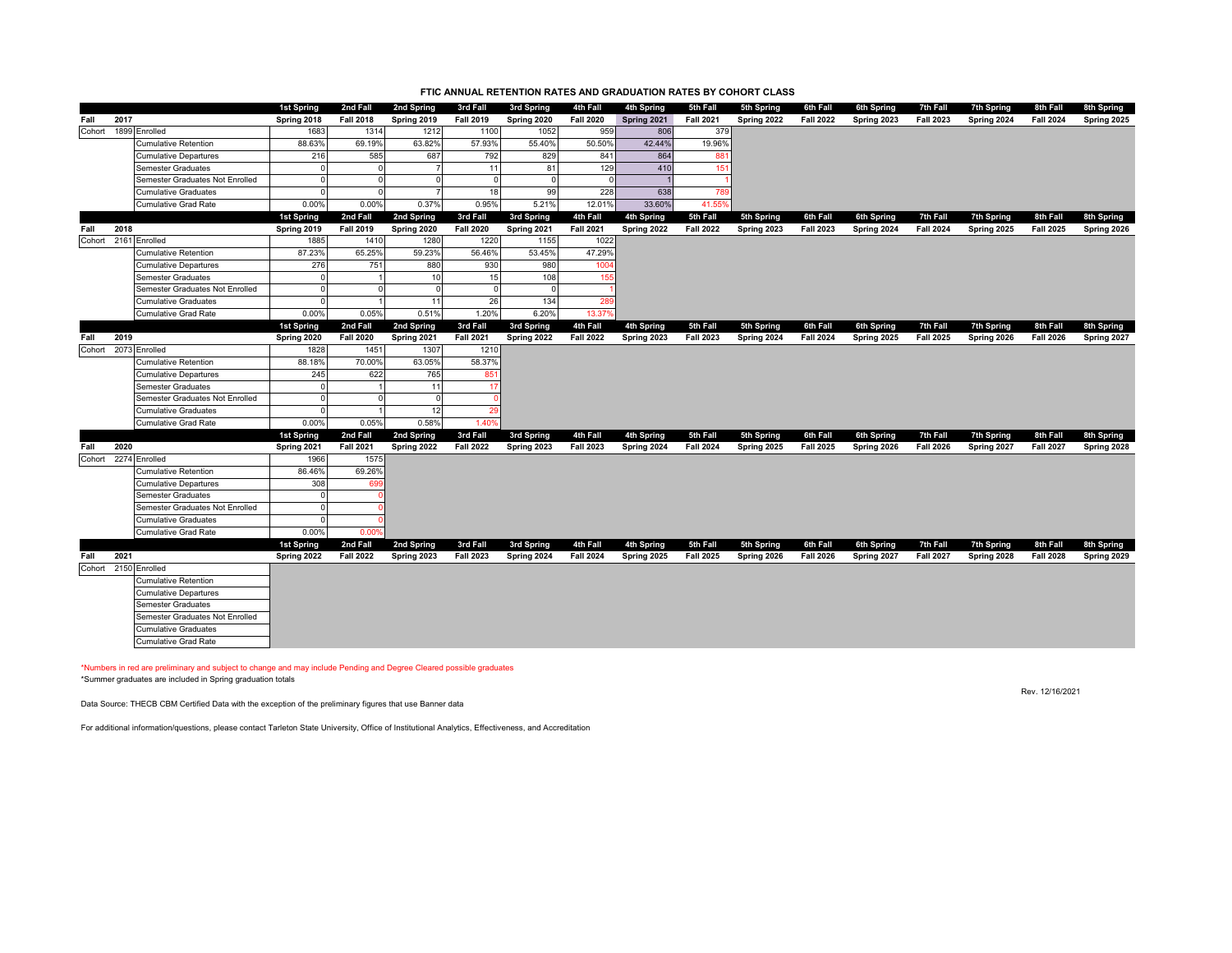# FTIC ANNUAL RETENTION RATES AND GRADUATION RATES BY COHORT CLASS

| | | | 1st Spring | 2nd Fall | 2nd Spring | 3rd Fall | 3rd Spring | 4th Fall | 4th Spring | 5th Fall | 5th Spring | 6th Fall | 6th Spring | 7th Fall | 7th Spring | 8th Fall | 8th Spring |
|---|---|---|---|---|---|---|---|---|---|---|---|---|---|---|---|---|---|
| Fall | 2017 | | Spring 2018 | Fall 2018 | Spring 2019 | Fall 2019 | Spring 2020 | Fall 2020 | Spring 2021 | Fall 2021 | Spring 2022 | Fall 2022 | Spring 2023 | Fall 2023 | Spring 2024 | Fall 2024 | Spring 2025 |
| Cohort | 1899 | Enrolled | 1683 | 1314 | 1212 | 1100 | 1052 | 959 | 806 | 379 | | | | | | | |
| | | Cumulative Retention | 88.63% | 69.19% | 63.82% | 57.93% | 55.40% | 50.50% | 42.44% | 19.96% | | | | | | | |
| | | Cumulative Departures | 216 | 585 | 687 | 792 | 829 | 841 | 864 | 881 | | | | | | | |
| | | Semester Graduates | 0 | 0 | 7 | 11 | 81 | 129 | 410 | 151 | | | | | | | |
| | | Semester Graduates Not Enrolled | 0 | 0 | 0 | 0 | 0 | 0 | 1 | 1 | | | | | | | |
| | | Cumulative Graduates | 0 | 0 | 7 | 18 | 99 | 228 | 638 | 789 | | | | | | | |
| | | Cumulative Grad Rate | 0.00% | 0.00% | 0.37% | 0.95% | 5.21% | 12.01% | 33.60% | 41.55% | | | | | | | |
| | | | 1st Spring | 2nd Fall | 2nd Spring | 3rd Fall | 3rd Spring | 4th Fall | 4th Spring | 5th Fall | 5th Spring | 6th Fall | 6th Spring | 7th Fall | 7th Spring | 8th Fall | 8th Spring |
| Fall | 2018 | | Spring 2019 | Fall 2019 | Spring 2020 | Fall 2020 | Spring 2021 | Fall 2021 | Spring 2022 | Fall 2022 | Spring 2023 | Fall 2023 | Spring 2024 | Fall 2024 | Spring 2025 | Fall 2025 | Spring 2026 |
| Cohort | 2161 | Enrolled | 1885 | 1410 | 1280 | 1220 | 1155 | 1022 | | | | | | | | | |
| | | Cumulative Retention | 87.23% | 65.25% | 59.23% | 56.46% | 53.45% | 47.29% | | | | | | | | | |
| | | Cumulative Departures | 276 | 751 | 880 | 930 | 980 | 1004 | | | | | | | | | |
| | | Semester Graduates | 0 | 1 | 10 | 15 | 108 | 155 | | | | | | | | | |
| | | Semester Graduates Not Enrolled | 0 | 0 | 0 | 0 | 0 | 1 | | | | | | | | | |
| | | Cumulative Graduates | 0 | 1 | 11 | 26 | 134 | 289 | | | | | | | | | |
| | | Cumulative Grad Rate | 0.00% | 0.05% | 0.51% | 1.20% | 6.20% | 13.37% | | | | | | | | | |
| | | | 1st Spring | 2nd Fall | 2nd Spring | 3rd Fall | 3rd Spring | 4th Fall | 4th Spring | 5th Fall | 5th Spring | 6th Fall | 6th Spring | 7th Fall | 7th Spring | 8th Fall | 8th Spring |
| Fall | 2019 | | Spring 2020 | Fall 2020 | Spring 2021 | Fall 2021 | Spring 2022 | Fall 2022 | Spring 2023 | Fall 2023 | Spring 2024 | Fall 2024 | Spring 2025 | Fall 2025 | Spring 2026 | Fall 2026 | Spring 2027 |
| Cohort | 2073 | Enrolled | 1828 | 1451 | 1307 | 1210 | | | | | | | | | | | |
| | | Cumulative Retention | 88.18% | 70.00% | 63.05% | 58.37% | | | | | | | | | | | |
| | | Cumulative Departures | 245 | 622 | 765 | 851 | | | | | | | | | | | |
| | | Semester Graduates | 0 | 1 | 11 | 17 | | | | | | | | | | | |
| | | Semester Graduates Not Enrolled | 0 | 0 | 0 | 0 | | | | | | | | | | | |
| | | Cumulative Graduates | 0 | 1 | 12 | 29 | | | | | | | | | | | |
| | | Cumulative Grad Rate | 0.00% | 0.05% | 0.58% | 1.40% | | | | | | | | | | | |
| | | | 1st Spring | 2nd Fall | 2nd Spring | 3rd Fall | 3rd Spring | 4th Fall | 4th Spring | 5th Fall | 5th Spring | 6th Fall | 6th Spring | 7th Fall | 7th Spring | 8th Fall | 8th Spring |
| Fall | 2020 | | Spring 2021 | Fall 2021 | Spring 2022 | Fall 2022 | Spring 2023 | Fall 2023 | Spring 2024 | Fall 2024 | Spring 2025 | Fall 2025 | Spring 2026 | Fall 2026 | Spring 2027 | Fall 2027 | Spring 2028 |
| Cohort | 2274 | Enrolled | 1966 | 1575 | | | | | | | | | | | | | |
| | | Cumulative Retention | 86.46% | 69.26% | | | | | | | | | | | | | |
| | | Cumulative Departures | 308 | 699 | | | | | | | | | | | | | |
| | | Semester Graduates | 0 | 0 | | | | | | | | | | | | | |
| | | Semester Graduates Not Enrolled | 0 | 0 | | | | | | | | | | | | | |
| | | Cumulative Graduates | 0 | 0 | | | | | | | | | | | | | |
| | | Cumulative Grad Rate | 0.00% | 0.00% | | | | | | | | | | | | | |
| | | | 1st Spring | 2nd Fall | 2nd Spring | 3rd Fall | 3rd Spring | 4th Fall | 4th Spring | 5th Fall | 5th Spring | 6th Fall | 6th Spring | 7th Fall | 7th Spring | 8th Fall | 8th Spring |
| Fall | 2021 | | Spring 2022 | Fall 2022 | Spring 2023 | Fall 2023 | Spring 2024 | Fall 2024 | Spring 2025 | Fall 2025 | Spring 2026 | Fall 2026 | Spring 2027 | Fall 2027 | Spring 2028 | Fall 2028 | Spring 2029 |
| Cohort | 2150 | Enrolled | | | | | | | | | | | | | | | |
| | | Cumulative Retention | | | | | | | | | | | | | | | |
| | | Cumulative Departures | | | | | | | | | | | | | | | |
| | | Semester Graduates | | | | | | | | | | | | | | | |
| | | Semester Graduates Not Enrolled | | | | | | | | | | | | | | | |
| | | Cumulative Graduates | | | | | | | | | | | | | | | |
| | | Cumulative Grad Rate | | | | | | | | | | | | | | | |

*Numbers in red are preliminary and subject to change and may include Pending and Degree Cleared possible graduates

*Summer graduates are included in Spring graduation totals

Rev. 12/16/2021

Data Source: THECB CBM Certified Data with the exception of the preliminary figures that use Banner data

For additional information/questions, please contact Tarleton State University, Office of Institutional Analytics, Effectiveness, and Accreditation